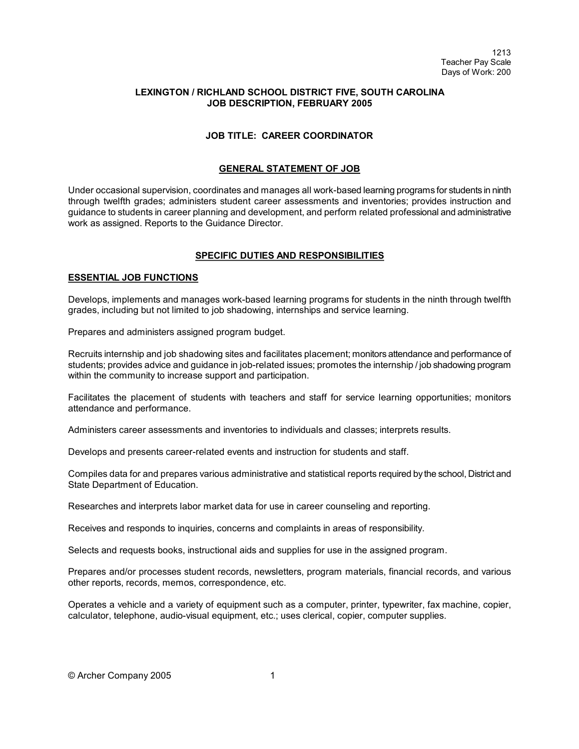1213
Teacher Pay Scale
Days of Work: 200

**LEXINGTON / RICHLAND SCHOOL DISTRICT FIVE, SOUTH CAROLINA**
**JOB DESCRIPTION, FEBRUARY 2005**

# JOB TITLE: CAREER COORDINATOR

## GENERAL STATEMENT OF JOB

Under occasional supervision, coordinates and manages all work-based learning programs for students in ninth through twelfth grades; administers student career assessments and inventories; provides instruction and guidance to students in career planning and development, and perform related professional and administrative work as assigned. Reports to the Guidance Director.

## SPECIFIC DUTIES AND RESPONSIBILITIES

### ESSENTIAL JOB FUNCTIONS

Develops, implements and manages work-based learning programs for students in the ninth through twelfth grades, including but not limited to job shadowing, internships and service learning.

Prepares and administers assigned program budget.

Recruits internship and job shadowing sites and facilitates placement; monitors attendance and performance of students; provides advice and guidance in job-related issues; promotes the internship / job shadowing program within the community to increase support and participation.

Facilitates the placement of students with teachers and staff for service learning opportunities; monitors attendance and performance.

Administers career assessments and inventories to individuals and classes; interprets results.

Develops and presents career-related events and instruction for students and staff.

Compiles data for and prepares various administrative and statistical reports required by the school, District and State Department of Education.

Researches and interprets labor market data for use in career counseling and reporting.

Receives and responds to inquiries, concerns and complaints in areas of responsibility.

Selects and requests books, instructional aids and supplies for use in the assigned program.

Prepares and/or processes student records, newsletters, program materials, financial records, and various other reports, records, memos, correspondence, etc.

Operates a vehicle and a variety of equipment such as a computer, printer, typewriter, fax machine, copier, calculator, telephone, audio-visual equipment, etc.; uses clerical, copier, computer supplies.

© Archer Company 2005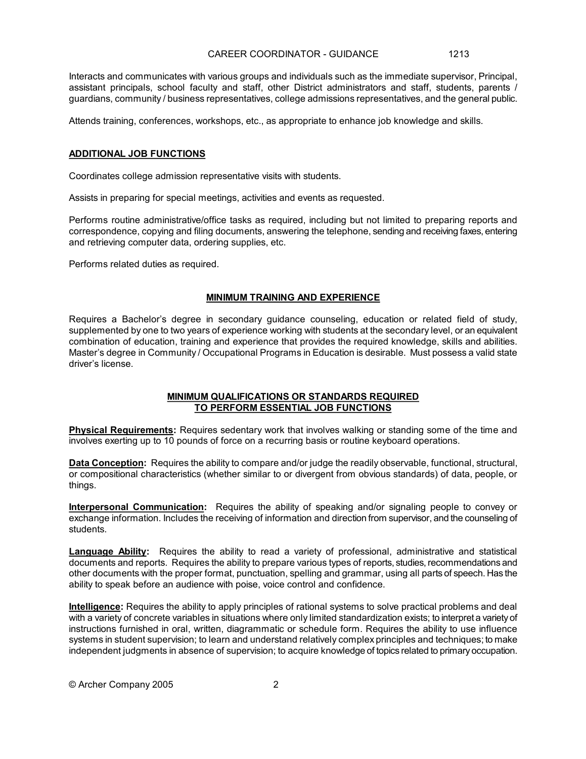Interacts and communicates with various groups and individuals such as the immediate supervisor, Principal, assistant principals, school faculty and staff, other District administrators and staff, students, parents / guardians, community / business representatives, college admissions representatives, and the general public.

Attends training, conferences, workshops, etc., as appropriate to enhance job knowledge and skills.

## ADDITIONAL JOB FUNCTIONS

Coordinates college admission representative visits with students.

Assists in preparing for special meetings, activities and events as requested.

Performs routine administrative/office tasks as required, including but not limited to preparing reports and correspondence, copying and filing documents, answering the telephone, sending and receiving faxes, entering and retrieving computer data, ordering supplies, etc.

Performs related duties as required.

## MINIMUM TRAINING AND EXPERIENCE

Requires a Bachelor's degree in secondary guidance counseling, education or related field of study, supplemented by one to two years of experience working with students at the secondary level, or an equivalent combination of education, training and experience that provides the required knowledge, skills and abilities. Master's degree in Community / Occupational Programs in Education is desirable. Must possess a valid state driver's license.

## MINIMUM QUALIFICATIONS OR STANDARDS REQUIRED TO PERFORM ESSENTIAL JOB FUNCTIONS

**Physical Requirements:** Requires sedentary work that involves walking or standing some of the time and involves exerting up to 10 pounds of force on a recurring basis or routine keyboard operations.

**Data Conception:** Requires the ability to compare and/or judge the readily observable, functional, structural, or compositional characteristics (whether similar to or divergent from obvious standards) of data, people, or things.

**Interpersonal Communication:** Requires the ability of speaking and/or signaling people to convey or exchange information. Includes the receiving of information and direction from supervisor, and the counseling of students.

**Language Ability:** Requires the ability to read a variety of professional, administrative and statistical documents and reports. Requires the ability to prepare various types of reports, studies, recommendations and other documents with the proper format, punctuation, spelling and grammar, using all parts of speech. Has the ability to speak before an audience with poise, voice control and confidence.

**Intelligence:** Requires the ability to apply principles of rational systems to solve practical problems and deal with a variety of concrete variables in situations where only limited standardization exists; to interpret a variety of instructions furnished in oral, written, diagrammatic or schedule form. Requires the ability to use influence systems in student supervision; to learn and understand relatively complex principles and techniques; to make independent judgments in absence of supervision; to acquire knowledge of topics related to primary occupation.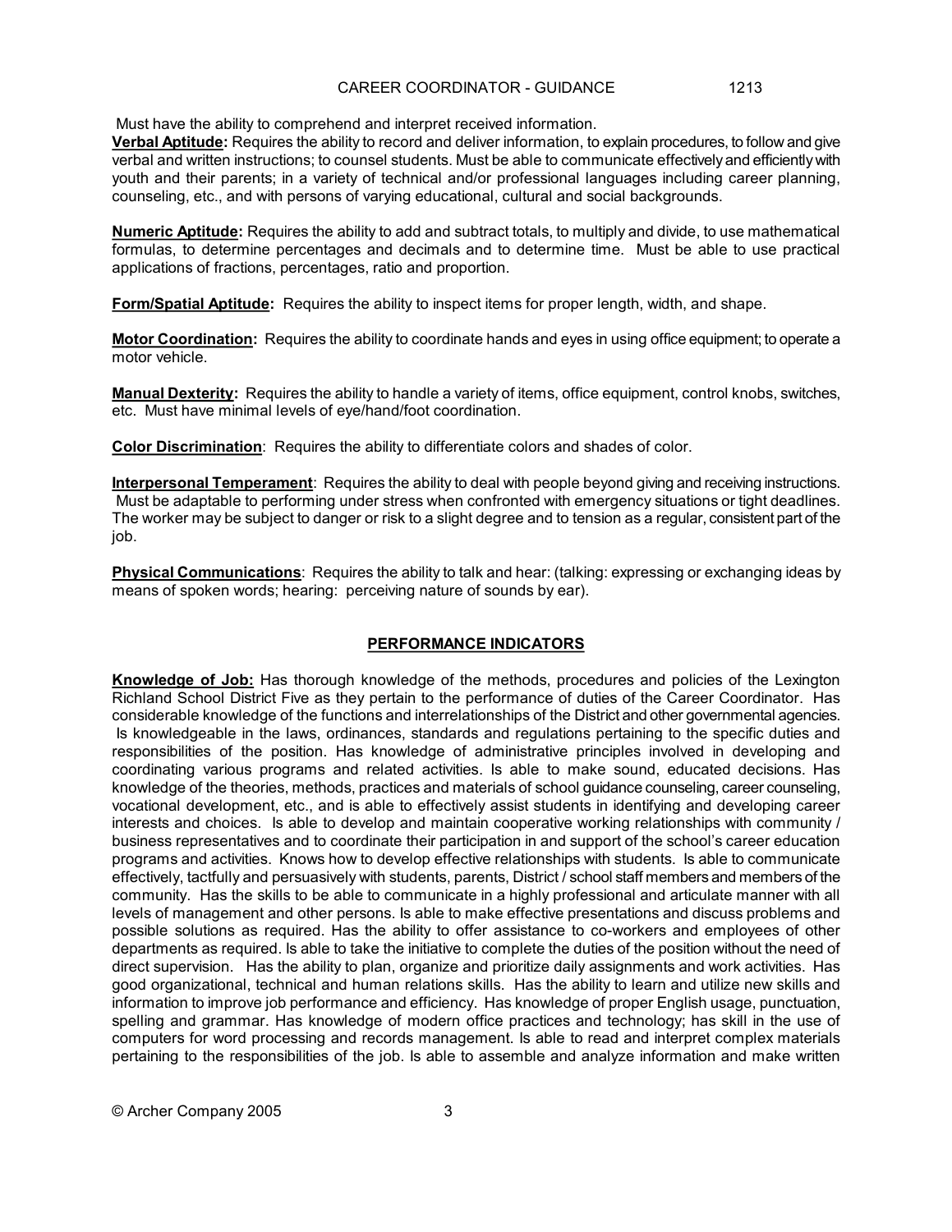Must have the ability to comprehend and interpret received information.

**Verbal Aptitude:** Requires the ability to record and deliver information, to explain procedures, to follow and give verbal and written instructions; to counsel students. Must be able to communicate effectively and efficiently with youth and their parents; in a variety of technical and/or professional languages including career planning, counseling, etc., and with persons of varying educational, cultural and social backgrounds.

**Numeric Aptitude:** Requires the ability to add and subtract totals, to multiply and divide, to use mathematical formulas, to determine percentages and decimals and to determine time. Must be able to use practical applications of fractions, percentages, ratio and proportion.

**Form/Spatial Aptitude:** Requires the ability to inspect items for proper length, width, and shape.

**Motor Coordination:** Requires the ability to coordinate hands and eyes in using office equipment; to operate a motor vehicle.

**Manual Dexterity:** Requires the ability to handle a variety of items, office equipment, control knobs, switches, etc. Must have minimal levels of eye/hand/foot coordination.

**Color Discrimination**: Requires the ability to differentiate colors and shades of color.

**Interpersonal Temperament**: Requires the ability to deal with people beyond giving and receiving instructions. Must be adaptable to performing under stress when confronted with emergency situations or tight deadlines. The worker may be subject to danger or risk to a slight degree and to tension as a regular, consistent part of the job.

**Physical Communications**: Requires the ability to talk and hear: (talking: expressing or exchanging ideas by means of spoken words; hearing: perceiving nature of sounds by ear).

## PERFORMANCE INDICATORS

**Knowledge of Job:** Has thorough knowledge of the methods, procedures and policies of the Lexington Richland School District Five as they pertain to the performance of duties of the Career Coordinator. Has considerable knowledge of the functions and interrelationships of the District and other governmental agencies. Is knowledgeable in the laws, ordinances, standards and regulations pertaining to the specific duties and responsibilities of the position. Has knowledge of administrative principles involved in developing and coordinating various programs and related activities. Is able to make sound, educated decisions. Has knowledge of the theories, methods, practices and materials of school guidance counseling, career counseling, vocational development, etc., and is able to effectively assist students in identifying and developing career interests and choices. Is able to develop and maintain cooperative working relationships with community / business representatives and to coordinate their participation in and support of the school's career education programs and activities. Knows how to develop effective relationships with students. Is able to communicate effectively, tactfully and persuasively with students, parents, District / school staff members and members of the community. Has the skills to be able to communicate in a highly professional and articulate manner with all levels of management and other persons. Is able to make effective presentations and discuss problems and possible solutions as required. Has the ability to offer assistance to co-workers and employees of other departments as required. Is able to take the initiative to complete the duties of the position without the need of direct supervision. Has the ability to plan, organize and prioritize daily assignments and work activities. Has good organizational, technical and human relations skills. Has the ability to learn and utilize new skills and information to improve job performance and efficiency. Has knowledge of proper English usage, punctuation, spelling and grammar. Has knowledge of modern office practices and technology; has skill in the use of computers for word processing and records management. Is able to read and interpret complex materials pertaining to the responsibilities of the job. Is able to assemble and analyze information and make written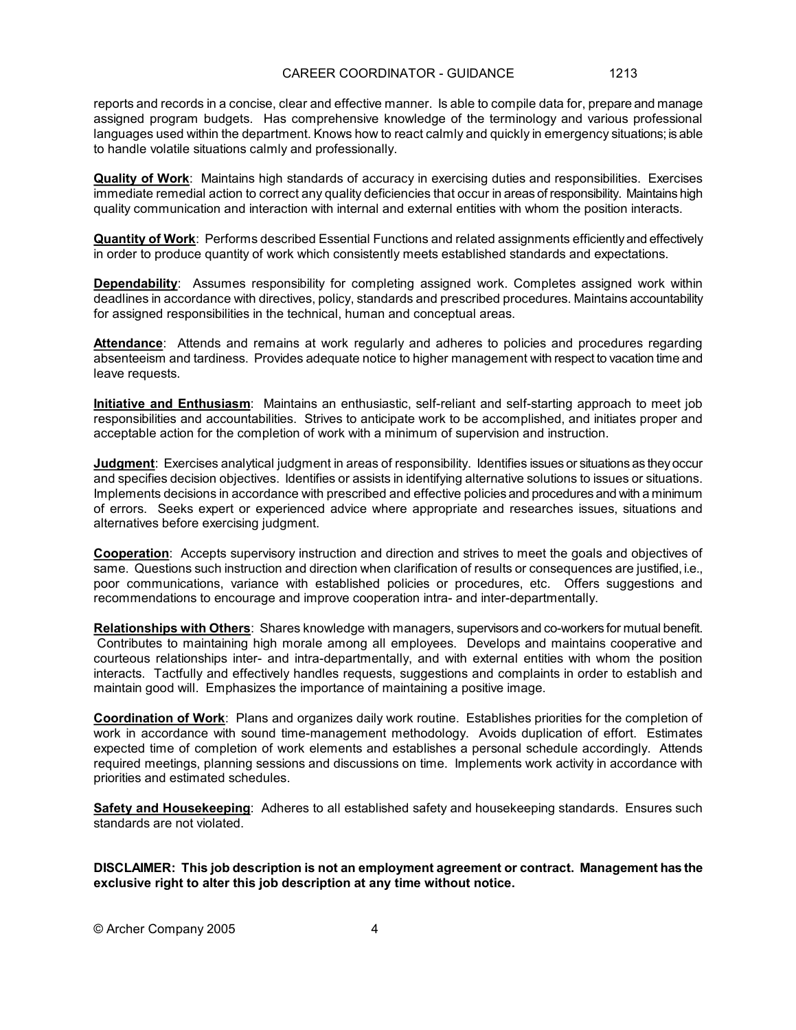reports and records in a concise, clear and effective manner. Is able to compile data for, prepare and manage assigned program budgets. Has comprehensive knowledge of the terminology and various professional languages used within the department. Knows how to react calmly and quickly in emergency situations; is able to handle volatile situations calmly and professionally.

**Quality of Work**: Maintains high standards of accuracy in exercising duties and responsibilities. Exercises immediate remedial action to correct any quality deficiencies that occur in areas of responsibility. Maintains high quality communication and interaction with internal and external entities with whom the position interacts.

**Quantity of Work**: Performs described Essential Functions and related assignments efficiently and effectively in order to produce quantity of work which consistently meets established standards and expectations.

**Dependability**: Assumes responsibility for completing assigned work. Completes assigned work within deadlines in accordance with directives, policy, standards and prescribed procedures. Maintains accountability for assigned responsibilities in the technical, human and conceptual areas.

**Attendance**: Attends and remains at work regularly and adheres to policies and procedures regarding absenteeism and tardiness. Provides adequate notice to higher management with respect to vacation time and leave requests.

**Initiative and Enthusiasm**: Maintains an enthusiastic, self-reliant and self-starting approach to meet job responsibilities and accountabilities. Strives to anticipate work to be accomplished, and initiates proper and acceptable action for the completion of work with a minimum of supervision and instruction.

**Judgment**: Exercises analytical judgment in areas of responsibility. Identifies issues or situations as they occur and specifies decision objectives. Identifies or assists in identifying alternative solutions to issues or situations. Implements decisions in accordance with prescribed and effective policies and procedures and with a minimum of errors. Seeks expert or experienced advice where appropriate and researches issues, situations and alternatives before exercising judgment.

**Cooperation**: Accepts supervisory instruction and direction and strives to meet the goals and objectives of same. Questions such instruction and direction when clarification of results or consequences are justified, i.e., poor communications, variance with established policies or procedures, etc. Offers suggestions and recommendations to encourage and improve cooperation intra- and inter-departmentally.

**Relationships with Others**: Shares knowledge with managers, supervisors and co-workers for mutual benefit. Contributes to maintaining high morale among all employees. Develops and maintains cooperative and courteous relationships inter- and intra-departmentally, and with external entities with whom the position interacts. Tactfully and effectively handles requests, suggestions and complaints in order to establish and maintain good will. Emphasizes the importance of maintaining a positive image.

**Coordination of Work**: Plans and organizes daily work routine. Establishes priorities for the completion of work in accordance with sound time-management methodology. Avoids duplication of effort. Estimates expected time of completion of work elements and establishes a personal schedule accordingly. Attends required meetings, planning sessions and discussions on time. Implements work activity in accordance with priorities and estimated schedules.

**Safety and Housekeeping**: Adheres to all established safety and housekeeping standards. Ensures such standards are not violated.

**DISCLAIMER: This job description is not an employment agreement or contract. Management has the exclusive right to alter this job description at any time without notice.**